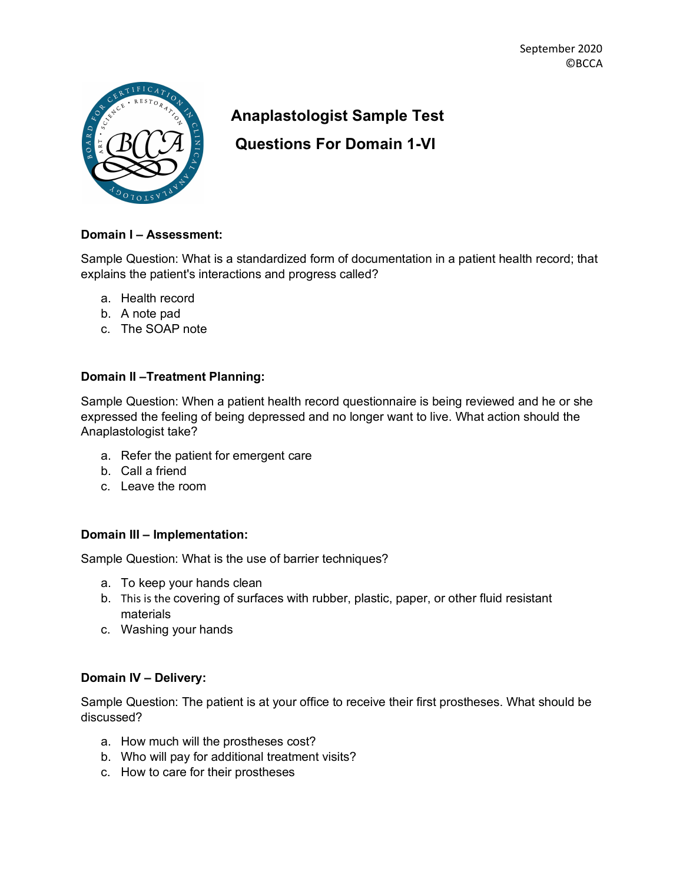September 2020
©BCCA

# Anaplastologist Sample Test

## Questions For Domain 1-VI

**Domain I – Assessment:**

Sample Question: What is a standardized form of documentation in a patient health record; that explains the patient's interactions and progress called?

a. Health record
b. A note pad
c. The SOAP note

**Domain II –Treatment Planning:**

Sample Question: When a patient health record questionnaire is being reviewed and he or she expressed the feeling of being depressed and no longer want to live. What action should the Anaplastologist take?

a. Refer the patient for emergent care
b. Call a friend
c. Leave the room

**Domain III – Implementation:**

Sample Question: What is the use of barrier techniques?

a. To keep your hands clean
b. This is the covering of surfaces with rubber, plastic, paper, or other fluid resistant materials
c. Washing your hands

**Domain IV – Delivery:**

Sample Question: The patient is at your office to receive their first prostheses. What should be discussed?

a. How much will the prostheses cost?
b. Who will pay for additional treatment visits?
c. How to care for their prostheses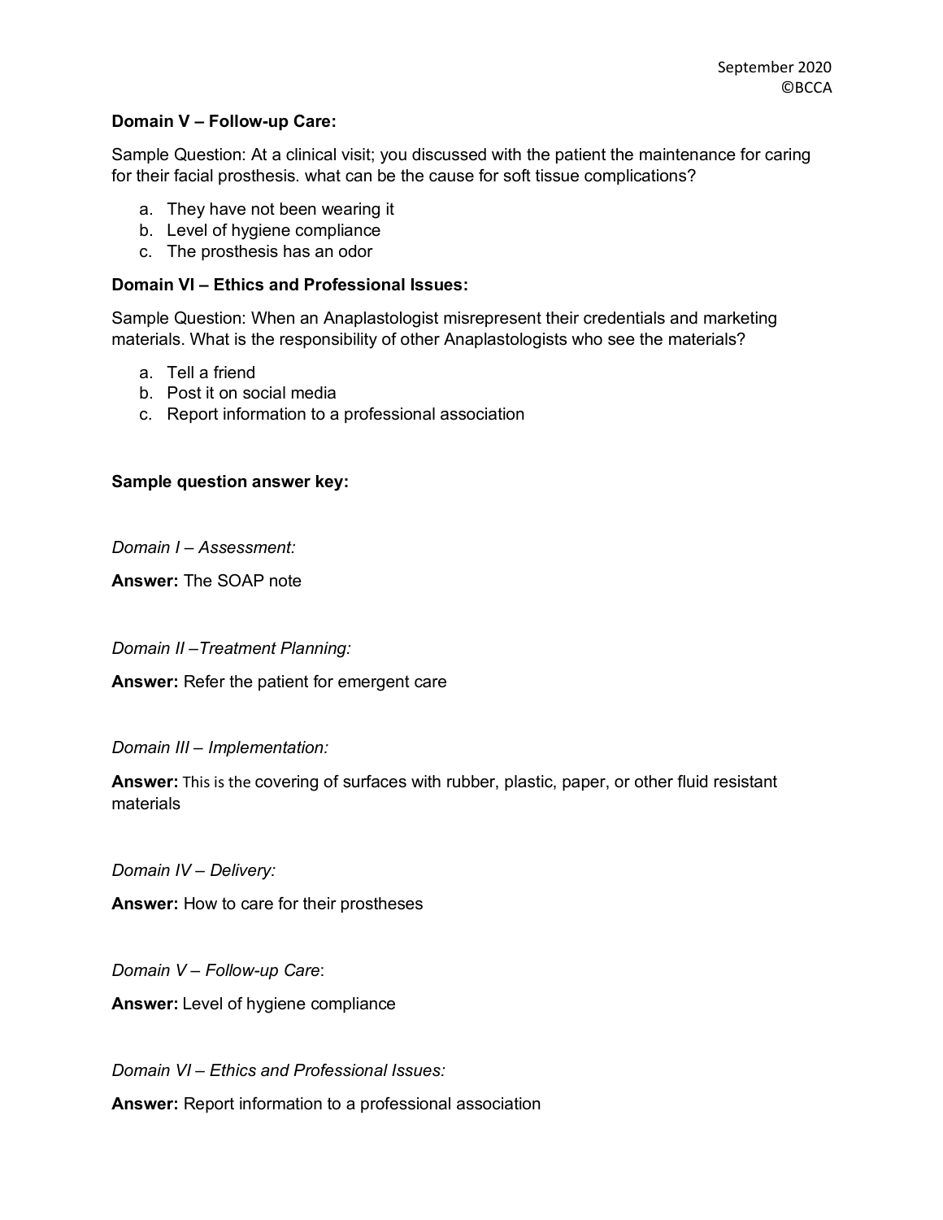**Domain V – Follow-up Care:**

Sample Question: At a clinical visit; you discussed with the patient the maintenance for caring for their facial prosthesis. what can be the cause for soft tissue complications?

a. They have not been wearing it
b. Level of hygiene compliance
c. The prosthesis has an odor

**Domain VI – Ethics and Professional Issues:**

Sample Question: When an Anaplastologist misrepresent their credentials and marketing materials. What is the responsibility of other Anaplastologists who see the materials?

a. Tell a friend
b. Post it on social media
c. Report information to a professional association

**Sample question answer key:**

*Domain I – Assessment:*

**Answer:** The SOAP note

*Domain II –Treatment Planning:*

**Answer:** Refer the patient for emergent care

*Domain III – Implementation:*

**Answer:** This is the covering of surfaces with rubber, plastic, paper, or other fluid resistant materials

*Domain IV – Delivery:*

**Answer:** How to care for their prostheses

*Domain V – Follow-up Care*:

**Answer:** Level of hygiene compliance

*Domain VI – Ethics and Professional Issues:*

**Answer:** Report information to a professional association